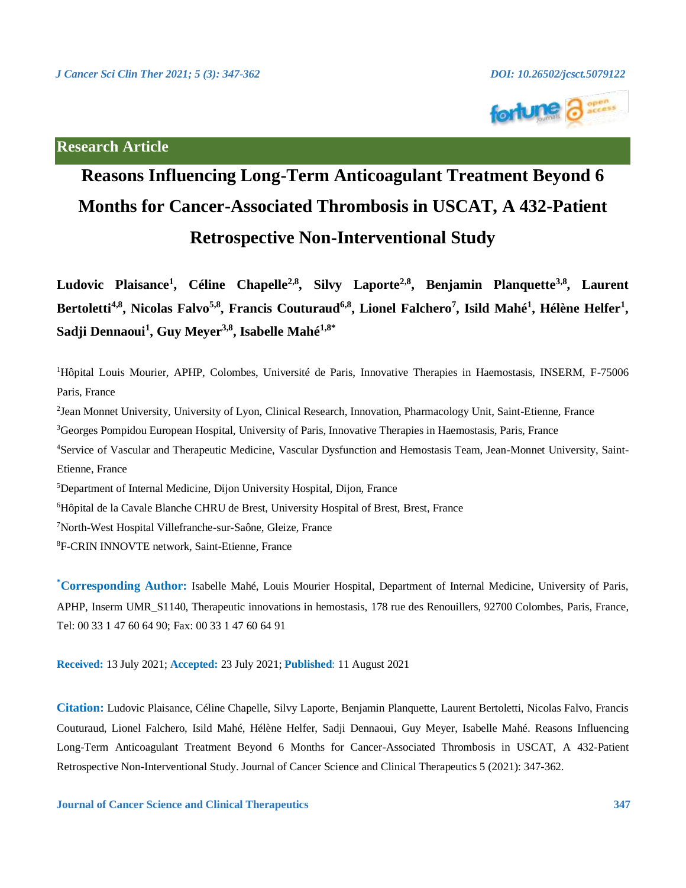**Research Article**

# Reasons Influencing Long-Term Anticoagulant Treatment Beyond 6 Months for Cancer-Associated Thrombosis in USCAT, A 432-Patient Retrospective Non-Interventional Study

**Ludovic Plaisance[1], Céline Chapelle[2,8], Silvy Laporte[2,8], Benjamin Planquette[3,8], Laurent Bertoletti[4,8], Nicolas Falvo[5,8], Francis Couturaud[6,8], Lionel Falchero[7], Isild Mahé[1], Hélène Helfer[1], Sadji Dennaoui[1], Guy Meyer[3,8], Isabelle Mahé[1,8*]**

[1]Hôpital Louis Mourier, APHP, Colombes, Université de Paris, Innovative Therapies in Haemostasis, INSERM, F-75006 Paris, France

[2]Jean Monnet University, University of Lyon, Clinical Research, Innovation, Pharmacology Unit, Saint-Etienne, France

[3]Georges Pompidou European Hospital, University of Paris, Innovative Therapies in Haemostasis, Paris, France

[4]Service of Vascular and Therapeutic Medicine, Vascular Dysfunction and Hemostasis Team, Jean-Monnet University, Saint-Etienne, France

[5]Department of Internal Medicine, Dijon University Hospital, Dijon, France

[6]Hôpital de la Cavale Blanche CHRU de Brest, University Hospital of Brest, Brest, France

[7]North-West Hospital Villefranche-sur-Saône, Gleize, France

[8]F-CRIN INNOVTE network, Saint-Etienne, France

**[*]Corresponding Author:** Isabelle Mahé, Louis Mourier Hospital, Department of Internal Medicine, University of Paris, APHP, Inserm UMR_S1140, Therapeutic innovations in hemostasis, 178 rue des Renouillers, 92700 Colombes, Paris, France, Tel: 00 33 1 47 60 64 90; Fax: 00 33 1 47 60 64 91

**Received:** 13 July 2021; **Accepted:** 23 July 2021; **Published**: 11 August 2021

**Citation:** Ludovic Plaisance, Céline Chapelle, Silvy Laporte, Benjamin Planquette, Laurent Bertoletti, Nicolas Falvo, Francis Couturaud, Lionel Falchero, Isild Mahé, Hélène Helfer, Sadji Dennaoui, Guy Meyer, Isabelle Mahé. Reasons Influencing Long-Term Anticoagulant Treatment Beyond 6 Months for Cancer-Associated Thrombosis in USCAT, A 432-Patient Retrospective Non-Interventional Study. Journal of Cancer Science and Clinical Therapeutics 5 (2021): 347-362.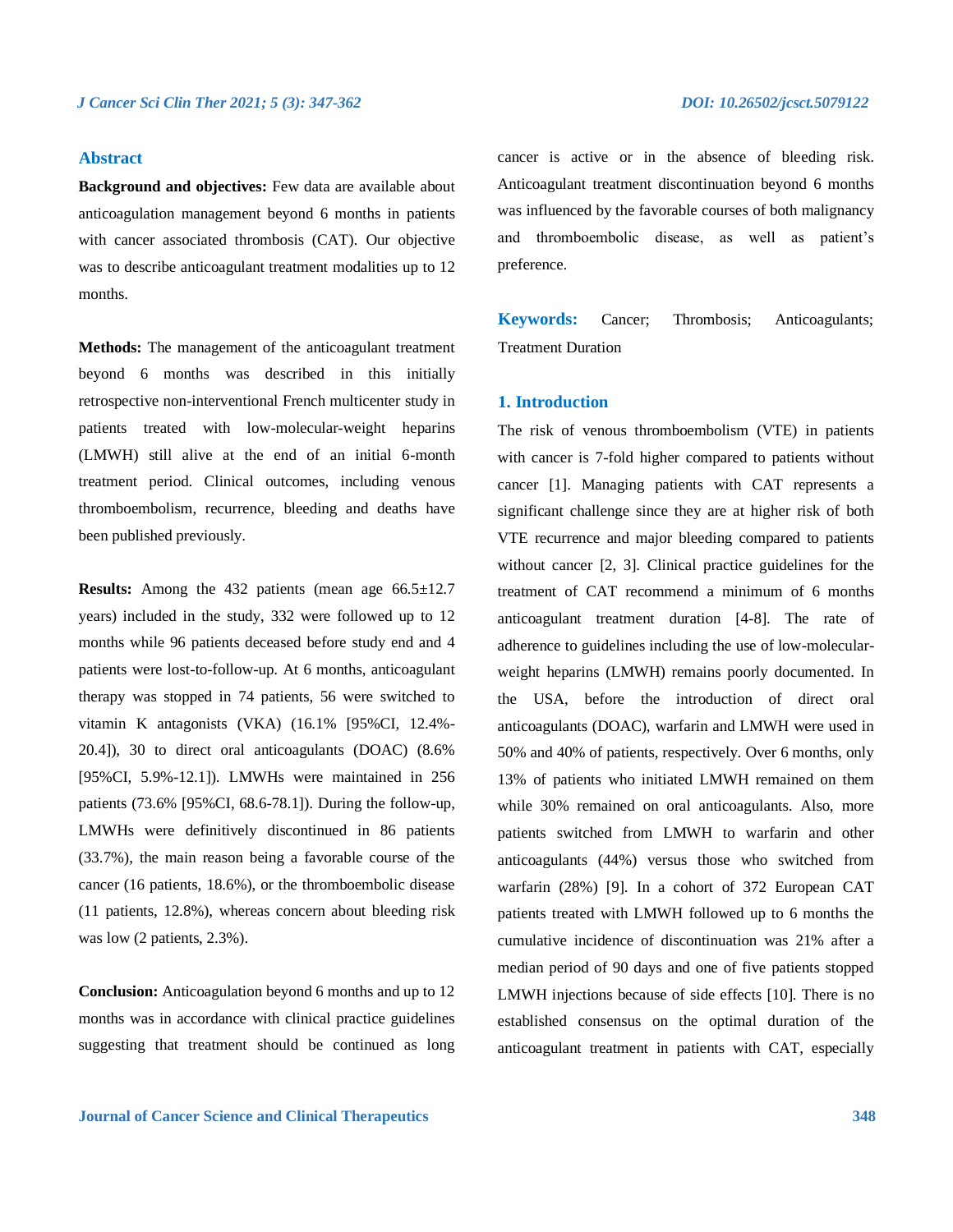## Abstract

**Background and objectives:** Few data are available about anticoagulation management beyond 6 months in patients with cancer associated thrombosis (CAT). Our objective was to describe anticoagulant treatment modalities up to 12 months.

**Methods:** The management of the anticoagulant treatment beyond 6 months was described in this initially retrospective non-interventional French multicenter study in patients treated with low-molecular-weight heparins (LMWH) still alive at the end of an initial 6-month treatment period. Clinical outcomes, including venous thromboembolism, recurrence, bleeding and deaths have been published previously.

**Results:** Among the 432 patients (mean age 66.5±12.7 years) included in the study, 332 were followed up to 12 months while 96 patients deceased before study end and 4 patients were lost-to-follow-up. At 6 months, anticoagulant therapy was stopped in 74 patients, 56 were switched to vitamin K antagonists (VKA) (16.1% [95%CI, 12.4%-20.4]), 30 to direct oral anticoagulants (DOAC) (8.6% [95%CI, 5.9%-12.1]). LMWHs were maintained in 256 patients (73.6% [95%CI, 68.6-78.1]). During the follow-up, LMWHs were definitively discontinued in 86 patients (33.7%), the main reason being a favorable course of the cancer (16 patients, 18.6%), or the thromboembolic disease (11 patients, 12.8%), whereas concern about bleeding risk was low (2 patients, 2.3%).

**Conclusion:** Anticoagulation beyond 6 months and up to 12 months was in accordance with clinical practice guidelines suggesting that treatment should be continued as long cancer is active or in the absence of bleeding risk. Anticoagulant treatment discontinuation beyond 6 months was influenced by the favorable courses of both malignancy and thromboembolic disease, as well as patient's preference.

**Keywords:** Cancer; Thrombosis; Anticoagulants; Treatment Duration

## 1. Introduction

The risk of venous thromboembolism (VTE) in patients with cancer is 7-fold higher compared to patients without cancer [1]. Managing patients with CAT represents a significant challenge since they are at higher risk of both VTE recurrence and major bleeding compared to patients without cancer [2, 3]. Clinical practice guidelines for the treatment of CAT recommend a minimum of 6 months anticoagulant treatment duration [4-8]. The rate of adherence to guidelines including the use of low-molecular-weight heparins (LMWH) remains poorly documented. In the USA, before the introduction of direct oral anticoagulants (DOAC), warfarin and LMWH were used in 50% and 40% of patients, respectively. Over 6 months, only 13% of patients who initiated LMWH remained on them while 30% remained on oral anticoagulants. Also, more patients switched from LMWH to warfarin and other anticoagulants (44%) versus those who switched from warfarin (28%) [9]. In a cohort of 372 European CAT patients treated with LMWH followed up to 6 months the cumulative incidence of discontinuation was 21% after a median period of 90 days and one of five patients stopped LMWH injections because of side effects [10]. There is no established consensus on the optimal duration of the anticoagulant treatment in patients with CAT, especially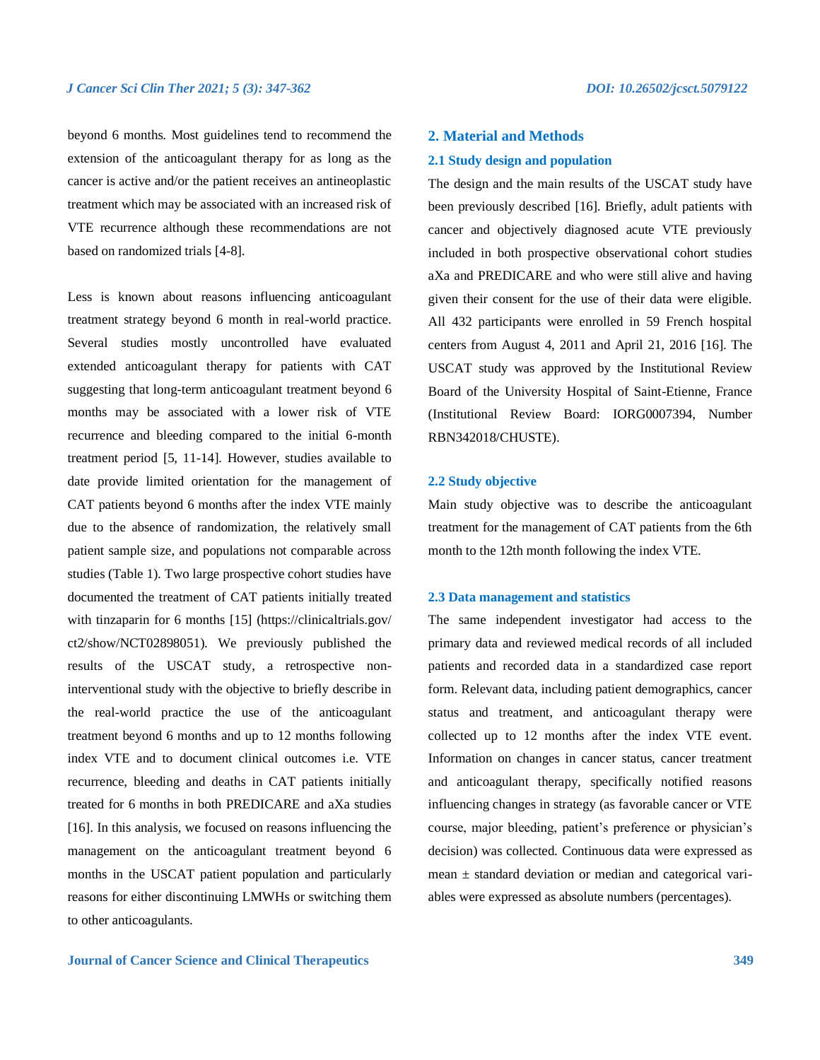beyond 6 months. Most guidelines tend to recommend the extension of the anticoagulant therapy for as long as the cancer is active and/or the patient receives an antineoplastic treatment which may be associated with an increased risk of VTE recurrence although these recommendations are not based on randomized trials [4-8].

Less is known about reasons influencing anticoagulant treatment strategy beyond 6 month in real-world practice. Several studies mostly uncontrolled have evaluated extended anticoagulant therapy for patients with CAT suggesting that long-term anticoagulant treatment beyond 6 months may be associated with a lower risk of VTE recurrence and bleeding compared to the initial 6-month treatment period [5, 11-14]. However, studies available to date provide limited orientation for the management of CAT patients beyond 6 months after the index VTE mainly due to the absence of randomization, the relatively small patient sample size, and populations not comparable across studies (Table 1). Two large prospective cohort studies have documented the treatment of CAT patients initially treated with tinzaparin for 6 months [15] (https://clinicaltrials.gov/ct2/show/NCT02898051). We previously published the results of the USCAT study, a retrospective non-interventional study with the objective to briefly describe in the real-world practice the use of the anticoagulant treatment beyond 6 months and up to 12 months following index VTE and to document clinical outcomes i.e. VTE recurrence, bleeding and deaths in CAT patients initially treated for 6 months in both PREDICARE and aXa studies [16]. In this analysis, we focused on reasons influencing the management on the anticoagulant treatment beyond 6 months in the USCAT patient population and particularly reasons for either discontinuing LMWHs or switching them to other anticoagulants.

## 2. Material and Methods

### 2.1 Study design and population

The design and the main results of the USCAT study have been previously described [16]. Briefly, adult patients with cancer and objectively diagnosed acute VTE previously included in both prospective observational cohort studies aXa and PREDICARE and who were still alive and having given their consent for the use of their data were eligible. All 432 participants were enrolled in 59 French hospital centers from August 4, 2011 and April 21, 2016 [16]. The USCAT study was approved by the Institutional Review Board of the University Hospital of Saint-Etienne, France (Institutional Review Board: IORG0007394, Number RBN342018/CHUSTE).

### 2.2 Study objective

Main study objective was to describe the anticoagulant treatment for the management of CAT patients from the 6th month to the 12th month following the index VTE.

### 2.3 Data management and statistics

The same independent investigator had access to the primary data and reviewed medical records of all included patients and recorded data in a standardized case report form. Relevant data, including patient demographics, cancer status and treatment, and anticoagulant therapy were collected up to 12 months after the index VTE event. Information on changes in cancer status, cancer treatment and anticoagulant therapy, specifically notified reasons influencing changes in strategy (as favorable cancer or VTE course, major bleeding, patient's preference or physician's decision) was collected. Continuous data were expressed as mean ± standard deviation or median and categorical variables were expressed as absolute numbers (percentages).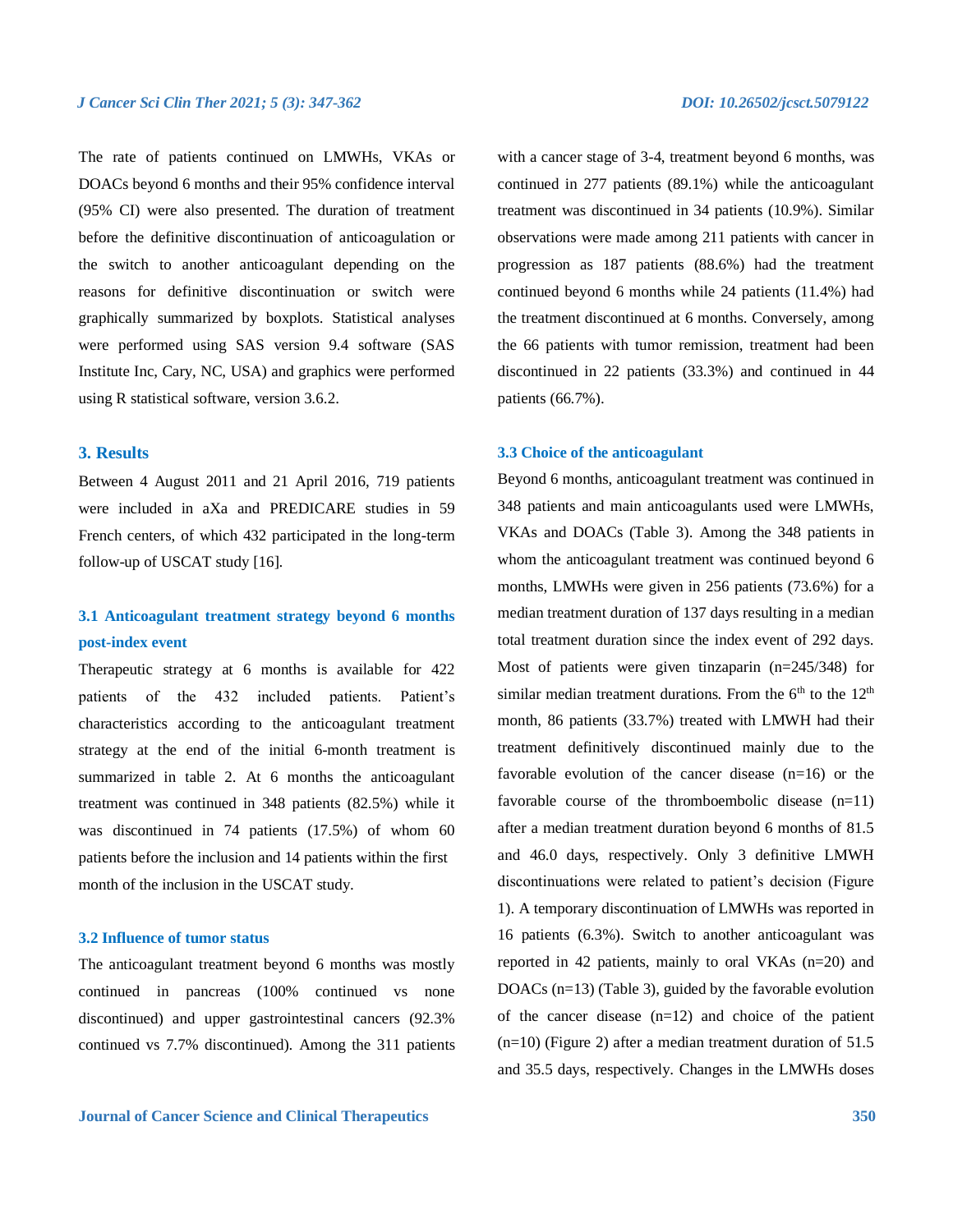The rate of patients continued on LMWHs, VKAs or DOACs beyond 6 months and their 95% confidence interval (95% CI) were also presented. The duration of treatment before the definitive discontinuation of anticoagulation or the switch to another anticoagulant depending on the reasons for definitive discontinuation or switch were graphically summarized by boxplots. Statistical analyses were performed using SAS version 9.4 software (SAS Institute Inc, Cary, NC, USA) and graphics were performed using R statistical software, version 3.6.2.

## 3. Results

Between 4 August 2011 and 21 April 2016, 719 patients were included in aXa and PREDICARE studies in 59 French centers, of which 432 participated in the long-term follow-up of USCAT study [16].

### 3.1 Anticoagulant treatment strategy beyond 6 months post-index event

Therapeutic strategy at 6 months is available for 422 patients of the 432 included patients. Patient's characteristics according to the anticoagulant treatment strategy at the end of the initial 6-month treatment is summarized in table 2. At 6 months the anticoagulant treatment was continued in 348 patients (82.5%) while it was discontinued in 74 patients (17.5%) of whom 60 patients before the inclusion and 14 patients within the first month of the inclusion in the USCAT study.

### 3.2 Influence of tumor status

The anticoagulant treatment beyond 6 months was mostly continued in pancreas (100% continued vs none discontinued) and upper gastrointestinal cancers (92.3% continued vs 7.7% discontinued). Among the 311 patients with a cancer stage of 3-4, treatment beyond 6 months, was continued in 277 patients (89.1%) while the anticoagulant treatment was discontinued in 34 patients (10.9%). Similar observations were made among 211 patients with cancer in progression as 187 patients (88.6%) had the treatment continued beyond 6 months while 24 patients (11.4%) had the treatment discontinued at 6 months. Conversely, among the 66 patients with tumor remission, treatment had been discontinued in 22 patients (33.3%) and continued in 44 patients (66.7%).

### 3.3 Choice of the anticoagulant

Beyond 6 months, anticoagulant treatment was continued in 348 patients and main anticoagulants used were LMWHs, VKAs and DOACs (Table 3). Among the 348 patients in whom the anticoagulant treatment was continued beyond 6 months, LMWHs were given in 256 patients (73.6%) for a median treatment duration of 137 days resulting in a median total treatment duration since the index event of 292 days. Most of patients were given tinzaparin (n=245/348) for similar median treatment durations. From the 6<sup>th</sup> to the 12<sup>th</sup> month, 86 patients (33.7%) treated with LMWH had their treatment definitively discontinued mainly due to the favorable evolution of the cancer disease (n=16) or the favorable course of the thromboembolic disease (n=11) after a median treatment duration beyond 6 months of 81.5 and 46.0 days, respectively. Only 3 definitive LMWH discontinuations were related to patient's decision (Figure 1). A temporary discontinuation of LMWHs was reported in 16 patients (6.3%). Switch to another anticoagulant was reported in 42 patients, mainly to oral VKAs (n=20) and DOACs (n=13) (Table 3), guided by the favorable evolution of the cancer disease (n=12) and choice of the patient (n=10) (Figure 2) after a median treatment duration of 51.5 and 35.5 days, respectively. Changes in the LMWHs doses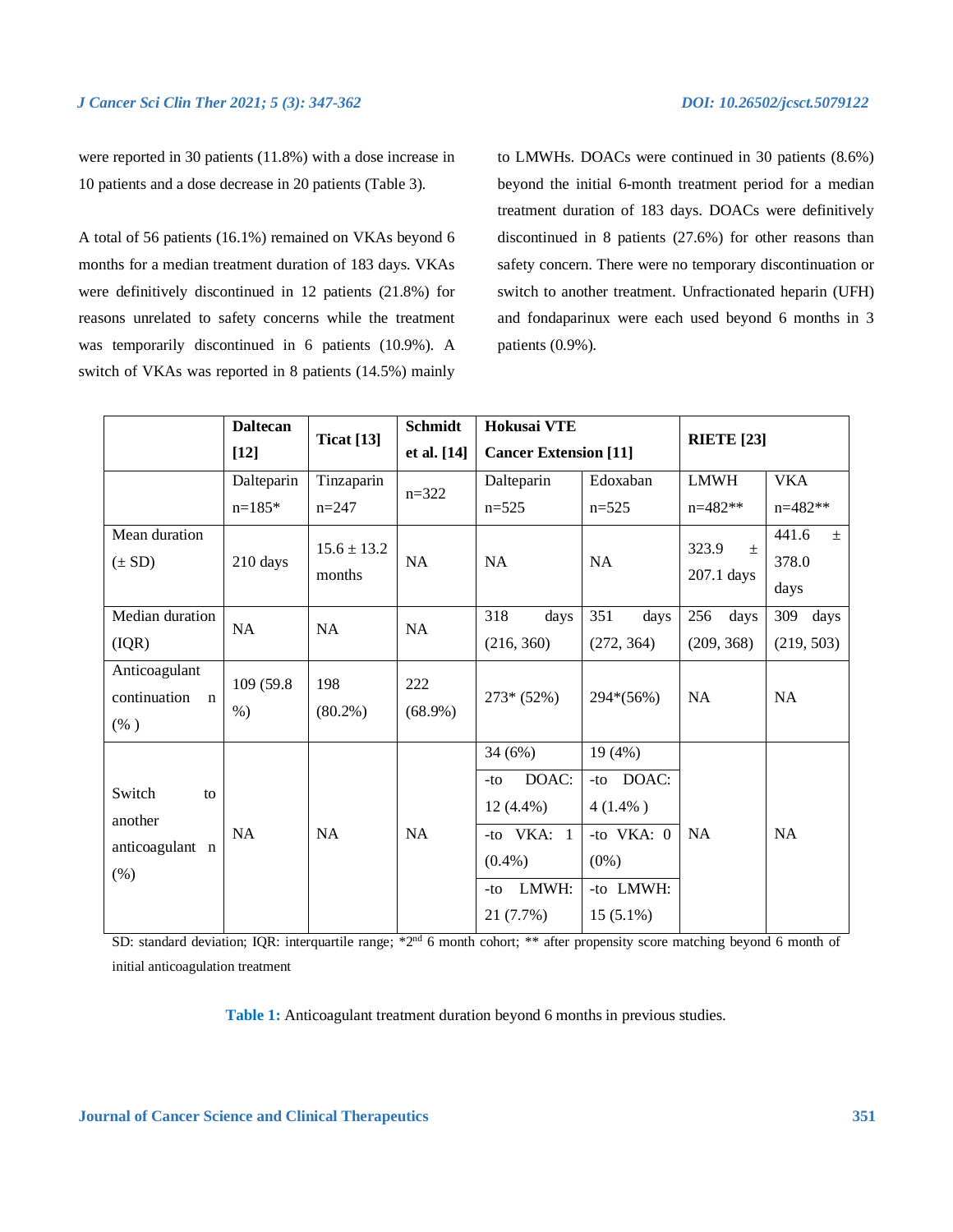were reported in 30 patients (11.8%) with a dose increase in 10 patients and a dose decrease in 20 patients (Table 3).

A total of 56 patients (16.1%) remained on VKAs beyond 6 months for a median treatment duration of 183 days. VKAs were definitively discontinued in 12 patients (21.8%) for reasons unrelated to safety concerns while the treatment was temporarily discontinued in 6 patients (10.9%). A switch of VKAs was reported in 8 patients (14.5%) mainly to LMWHs. DOACs were continued in 30 patients (8.6%) beyond the initial 6-month treatment period for a median treatment duration of 183 days. DOACs were definitively discontinued in 8 patients (27.6%) for other reasons than safety concern. There were no temporary discontinuation or switch to another treatment. Unfractionated heparin (UFH) and fondaparinux were each used beyond 6 months in 3 patients (0.9%).

| | **Daltecan [12]** | **Ticat [13]** | **Schmidt et al. [14]** | **Hokusai VTE Cancer Extension [11]** | | **RIETE [23]** | |
|---|---|---|---|---|---|---|---|
| | Dalteparin n=185* | Tinzaparin n=247 | n=322 | Dalteparin n=525 | Edoxaban n=525 | LMWH n=482** | VKA n=482** |
| Mean duration (± SD) | 210 days | 15.6 ± 13.2 months | NA | NA | NA | 323.9 ± 207.1 days | 441.6 ± 378.0 days |
| Median duration (IQR) | NA | NA | NA | 318 days (216, 360) | 351 days (272, 364) | 256 days (209, 368) | 309 days (219, 503) |
| Anticoagulant continuation n (% ) | 109 (59.8 %) | 198 (80.2%) | 222 (68.9%) | 273* (52%) | 294*(56%) | NA | NA |
| Switch to another anticoagulant n (%) | NA | NA | NA | 34 (6%)<br>-to DOAC: 12 (4.4%)<br>-to VKA: 1 (0.4%)<br>-to LMWH: 21 (7.7%) | 19 (4%)<br>-to DOAC: 4 (1.4% )<br>-to VKA: 0 (0%)<br>-to LMWH: 15 (5.1%) | NA | NA |

SD: standard deviation; IQR: interquartile range; *2nd 6 month cohort; ** after propensity score matching beyond 6 month of initial anticoagulation treatment

**Table 1:** Anticoagulant treatment duration beyond 6 months in previous studies.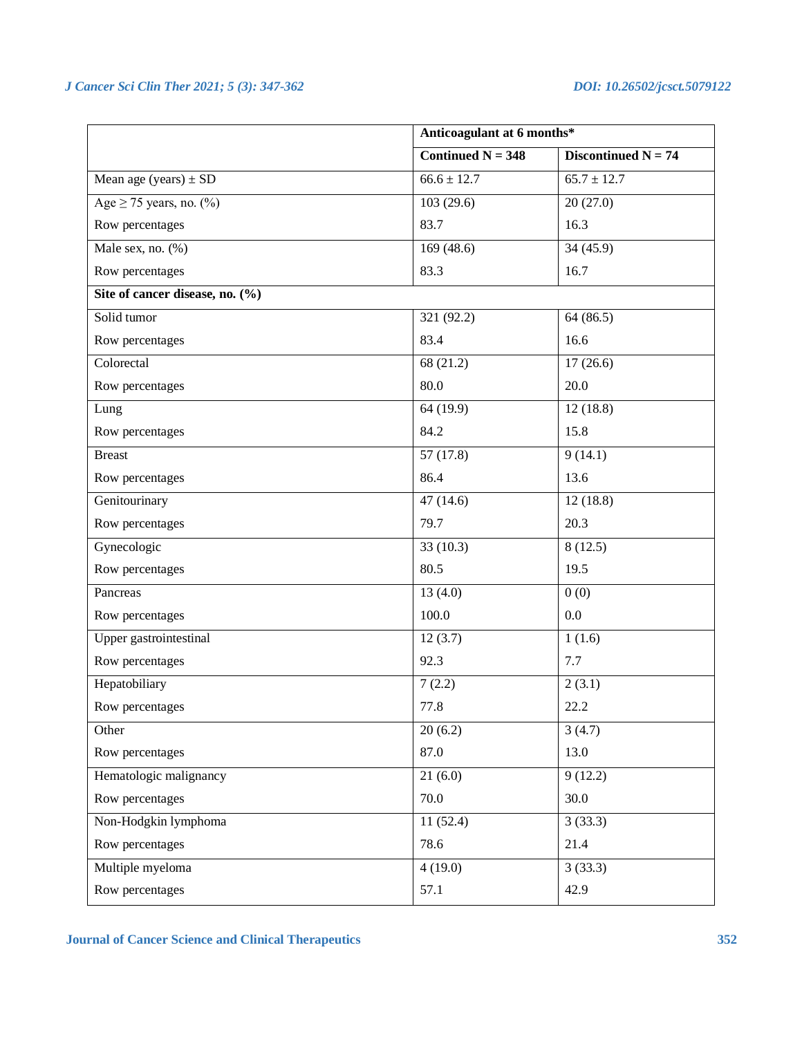| | Anticoagulant at 6 months* | |
|---|---|---|
| | Continued N = 348 | Discontinued N = 74 |
| Mean age (years) ± SD | 66.6 ± 12.7 | 65.7 ± 12.7 |
| Age ≥ 75 years, no. (%) | 103 (29.6) | 20 (27.0) |
| Row percentages | 83.7 | 16.3 |
| Male sex, no. (%) | 169 (48.6) | 34 (45.9) |
| Row percentages | 83.3 | 16.7 |
| **Site of cancer disease, no. (%)** | | |
| Solid tumor | 321 (92.2) | 64 (86.5) |
| Row percentages | 83.4 | 16.6 |
| Colorectal | 68 (21.2) | 17 (26.6) |
| Row percentages | 80.0 | 20.0 |
| Lung | 64 (19.9) | 12 (18.8) |
| Row percentages | 84.2 | 15.8 |
| Breast | 57 (17.8) | 9 (14.1) |
| Row percentages | 86.4 | 13.6 |
| Genitourinary | 47 (14.6) | 12 (18.8) |
| Row percentages | 79.7 | 20.3 |
| Gynecologic | 33 (10.3) | 8 (12.5) |
| Row percentages | 80.5 | 19.5 |
| Pancreas | 13 (4.0) | 0 (0) |
| Row percentages | 100.0 | 0.0 |
| Upper gastrointestinal | 12 (3.7) | 1 (1.6) |
| Row percentages | 92.3 | 7.7 |
| Hepatobiliary | 7 (2.2) | 2 (3.1) |
| Row percentages | 77.8 | 22.2 |
| Other | 20 (6.2) | 3 (4.7) |
| Row percentages | 87.0 | 13.0 |
| Hematologic malignancy | 21 (6.0) | 9 (12.2) |
| Row percentages | 70.0 | 30.0 |
| Non-Hodgkin lymphoma | 11 (52.4) | 3 (33.3) |
| Row percentages | 78.6 | 21.4 |
| Multiple myeloma | 4 (19.0) | 3 (33.3) |
| Row percentages | 57.1 | 42.9 |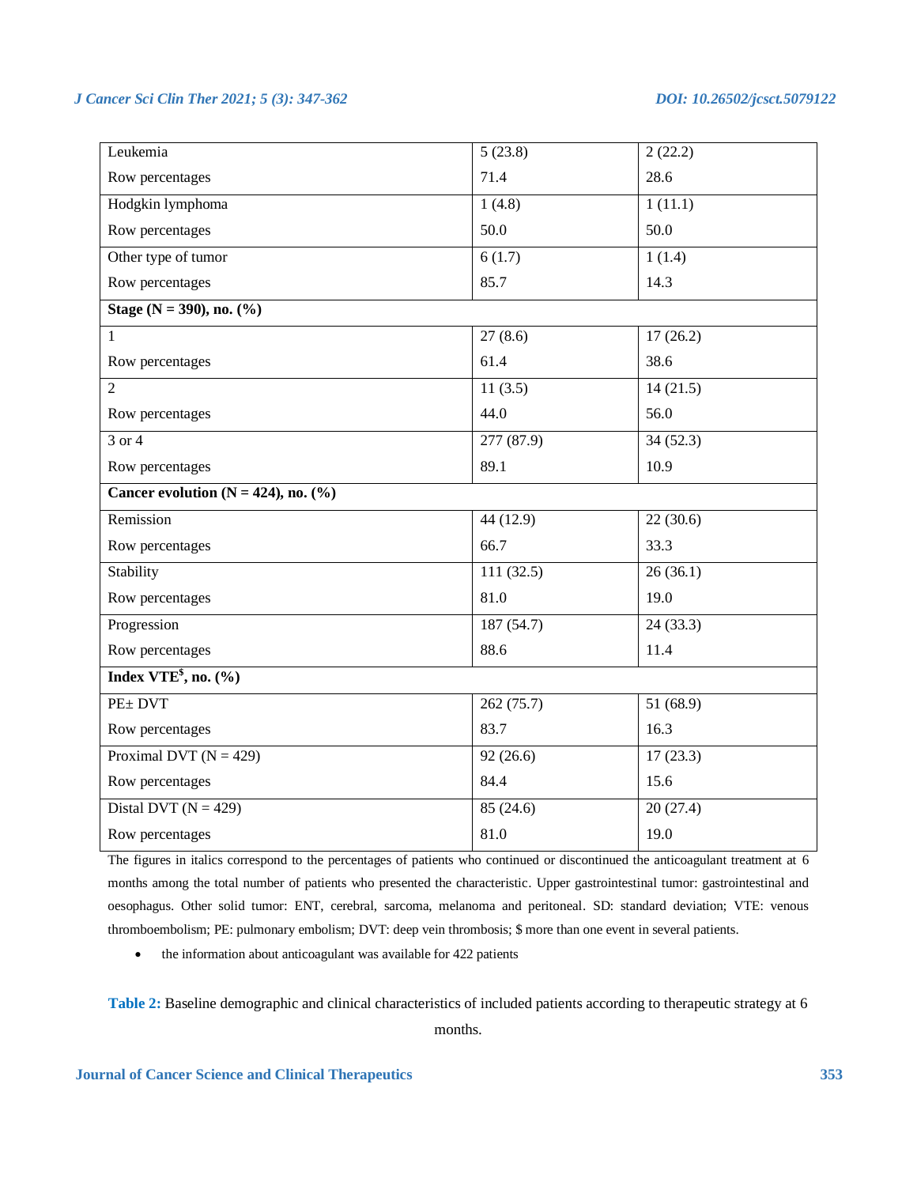| | | |
|---|---|---|
| Leukemia | 5 (23.8) | 2 (22.2) |
| Row percentages | 71.4 | 28.6 |
| Hodgkin lymphoma | 1 (4.8) | 1 (11.1) |
| Row percentages | 50.0 | 50.0 |
| Other type of tumor | 6 (1.7) | 1 (1.4) |
| Row percentages | 85.7 | 14.3 |
| **Stage (N = 390), no. (%)** | | |
| 1 | 27 (8.6) | 17 (26.2) |
| Row percentages | 61.4 | 38.6 |
| 2 | 11 (3.5) | 14 (21.5) |
| Row percentages | 44.0 | 56.0 |
| 3 or 4 | 277 (87.9) | 34 (52.3) |
| Row percentages | 89.1 | 10.9 |
| **Cancer evolution (N = 424), no. (%)** | | |
| Remission | 44 (12.9) | 22 (30.6) |
| Row percentages | 66.7 | 33.3 |
| Stability | 111 (32.5) | 26 (36.1) |
| Row percentages | 81.0 | 19.0 |
| Progression | 187 (54.7) | 24 (33.3) |
| Row percentages | 88.6 | 11.4 |
| **Index VTE$, no. (%)** | | |
| PE± DVT | 262 (75.7) | 51 (68.9) |
| Row percentages | 83.7 | 16.3 |
| Proximal DVT (N = 429) | 92 (26.6) | 17 (23.3) |
| Row percentages | 84.4 | 15.6 |
| Distal DVT (N = 429) | 85 (24.6) | 20 (27.4) |
| Row percentages | 81.0 | 19.0 |

The figures in italics correspond to the percentages of patients who continued or discontinued the anticoagulant treatment at 6 months among the total number of patients who presented the characteristic. Upper gastrointestinal tumor: gastrointestinal and oesophagus. Other solid tumor: ENT, cerebral, sarcoma, melanoma and peritoneal. SD: standard deviation; VTE: venous thromboembolism; PE: pulmonary embolism; DVT: deep vein thrombosis; $ more than one event in several patients.

- the information about anticoagulant was available for 422 patients

**Table 2:** Baseline demographic and clinical characteristics of included patients according to therapeutic strategy at 6 months.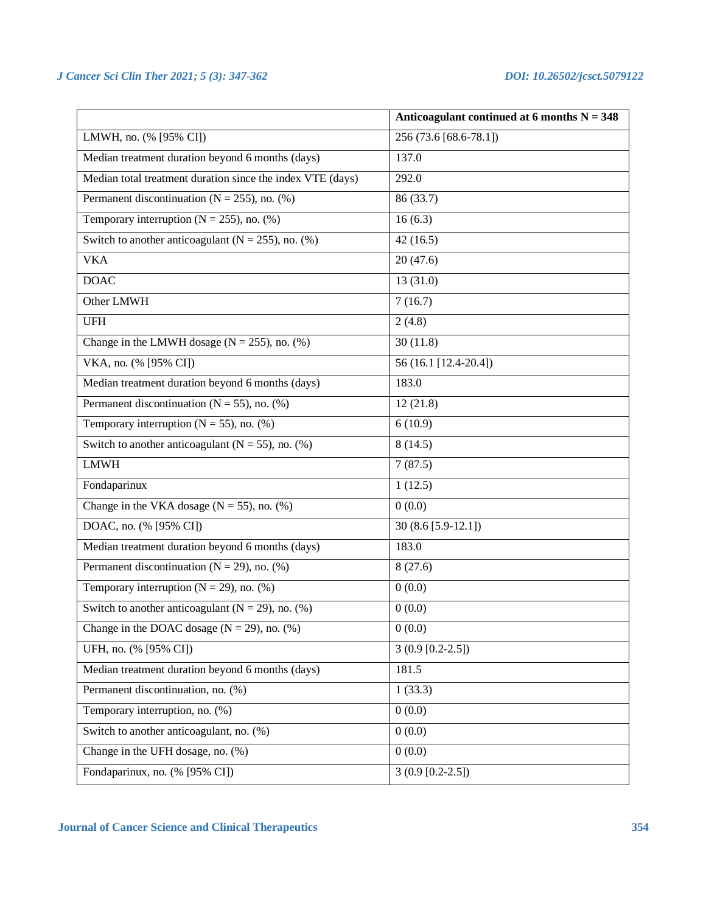| | Anticoagulant continued at 6 months N = 348 |
|---|---|
| LMWH, no. (% [95% CI]) | 256 (73.6 [68.6-78.1]) |
| Median treatment duration beyond 6 months (days) | 137.0 |
| Median total treatment duration since the index VTE (days) | 292.0 |
| Permanent discontinuation (N = 255), no. (%) | 86 (33.7) |
| Temporary interruption (N = 255), no. (%) | 16 (6.3) |
| Switch to another anticoagulant (N = 255), no. (%) | 42 (16.5) |
| VKA | 20 (47.6) |
| DOAC | 13 (31.0) |
| Other LMWH | 7 (16.7) |
| UFH | 2 (4.8) |
| Change in the LMWH dosage (N = 255), no. (%) | 30 (11.8) |
| VKA, no. (% [95% CI]) | 56 (16.1 [12.4-20.4]) |
| Median treatment duration beyond 6 months (days) | 183.0 |
| Permanent discontinuation (N = 55), no. (%) | 12 (21.8) |
| Temporary interruption (N = 55), no. (%) | 6 (10.9) |
| Switch to another anticoagulant (N = 55), no. (%) | 8 (14.5) |
| LMWH | 7 (87.5) |
| Fondaparinux | 1 (12.5) |
| Change in the VKA dosage (N = 55), no. (%) | 0 (0.0) |
| DOAC, no. (% [95% CI]) | 30 (8.6 [5.9-12.1]) |
| Median treatment duration beyond 6 months (days) | 183.0 |
| Permanent discontinuation (N = 29), no. (%) | 8 (27.6) |
| Temporary interruption (N = 29), no. (%) | 0 (0.0) |
| Switch to another anticoagulant (N = 29), no. (%) | 0 (0.0) |
| Change in the DOAC dosage (N = 29), no. (%) | 0 (0.0) |
| UFH, no. (% [95% CI]) | 3 (0.9 [0.2-2.5]) |
| Median treatment duration beyond 6 months (days) | 181.5 |
| Permanent discontinuation, no. (%) | 1 (33.3) |
| Temporary interruption, no. (%) | 0 (0.0) |
| Switch to another anticoagulant, no. (%) | 0 (0.0) |
| Change in the UFH dosage, no. (%) | 0 (0.0) |
| Fondaparinux, no. (% [95% CI]) | 3 (0.9 [0.2-2.5]) |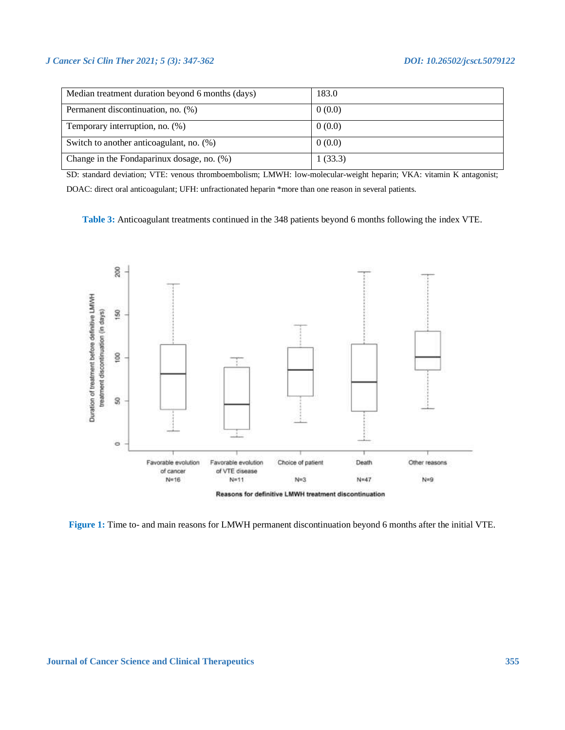| | |
|---|---|
| Median treatment duration beyond 6 months (days) | 183.0 |
| Permanent discontinuation, no. (%) | 0 (0.0) |
| Temporary interruption, no. (%) | 0 (0.0) |
| Switch to another anticoagulant, no. (%) | 0 (0.0) |
| Change in the Fondaparinux dosage, no. (%) | 1 (33.3) |

SD: standard deviation; VTE: venous thromboembolism; LMWH: low-molecular-weight heparin; VKA: vitamin K antagonist; DOAC: direct oral anticoagulant; UFH: unfractionated heparin *more than one reason in several patients.

**Table 3:** Anticoagulant treatments continued in the 348 patients beyond 6 months following the index VTE.

**Figure 1:** Time to- and main reasons for LMWH permanent discontinuation beyond 6 months after the initial VTE.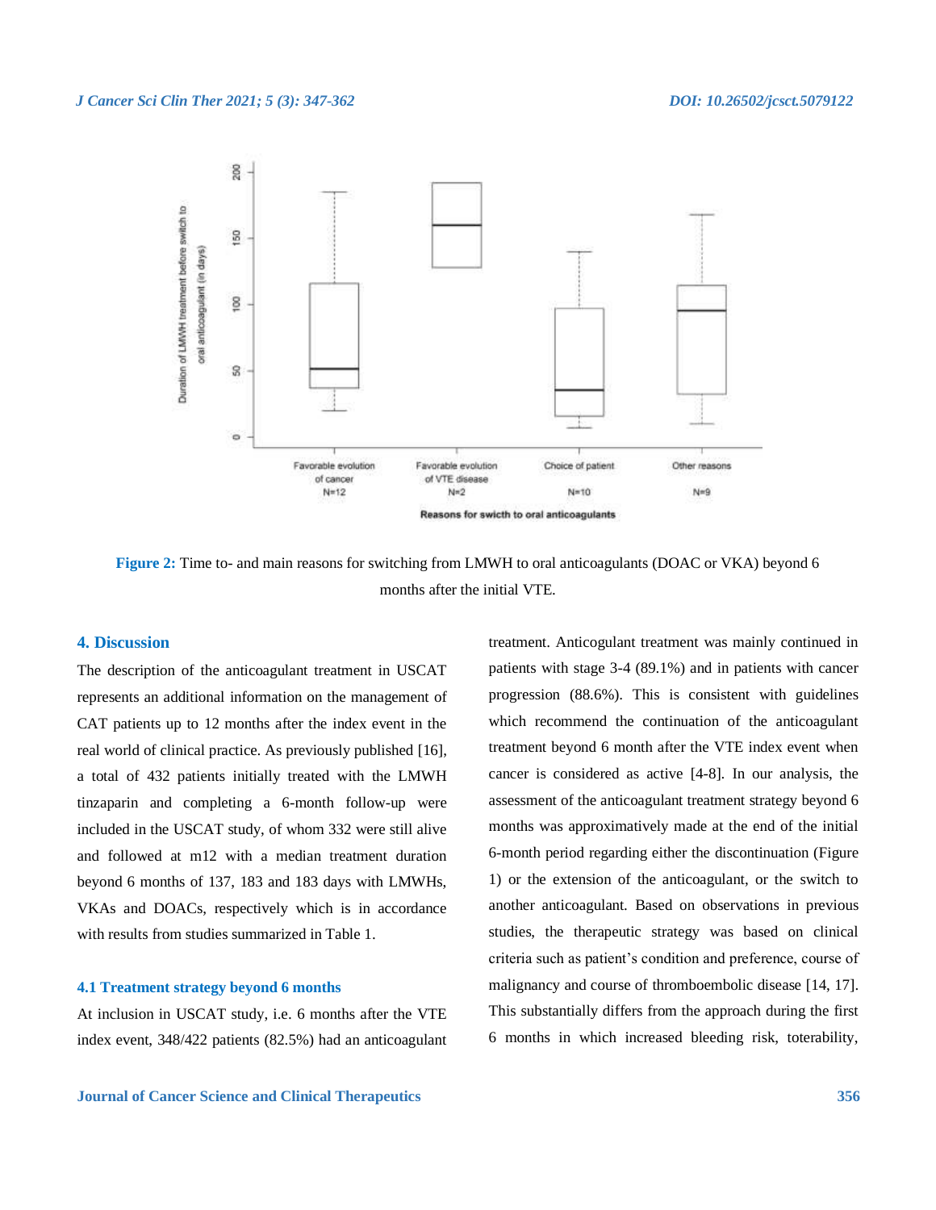Figure 2: Time to- and main reasons for switching from LMWH to oral anticoagulants (DOAC or VKA) beyond 6 months after the initial VTE.

## 4. Discussion

The description of the anticoagulant treatment in USCAT represents an additional information on the management of CAT patients up to 12 months after the index event in the real world of clinical practice. As previously published [16], a total of 432 patients initially treated with the LMWH tinzaparin and completing a 6-month follow-up were included in the USCAT study, of whom 332 were still alive and followed at m12 with a median treatment duration beyond 6 months of 137, 183 and 183 days with LMWHs, VKAs and DOACs, respectively which is in accordance with results from studies summarized in Table 1.

### 4.1 Treatment strategy beyond 6 months

At inclusion in USCAT study, i.e. 6 months after the VTE index event, 348/422 patients (82.5%) had an anticoagulant treatment. Anticogulant treatment was mainly continued in patients with stage 3-4 (89.1%) and in patients with cancer progression (88.6%). This is consistent with guidelines which recommend the continuation of the anticoagulant treatment beyond 6 month after the VTE index event when cancer is considered as active [4-8]. In our analysis, the assessment of the anticoagulant treatment strategy beyond 6 months was approximatively made at the end of the initial 6-month period regarding either the discontinuation (Figure 1) or the extension of the anticoagulant, or the switch to another anticoagulant. Based on observations in previous studies, the therapeutic strategy was based on clinical criteria such as patient's condition and preference, course of malignancy and course of thromboembolic disease [14, 17]. This substantially differs from the approach during the first 6 months in which increased bleeding risk, toterability,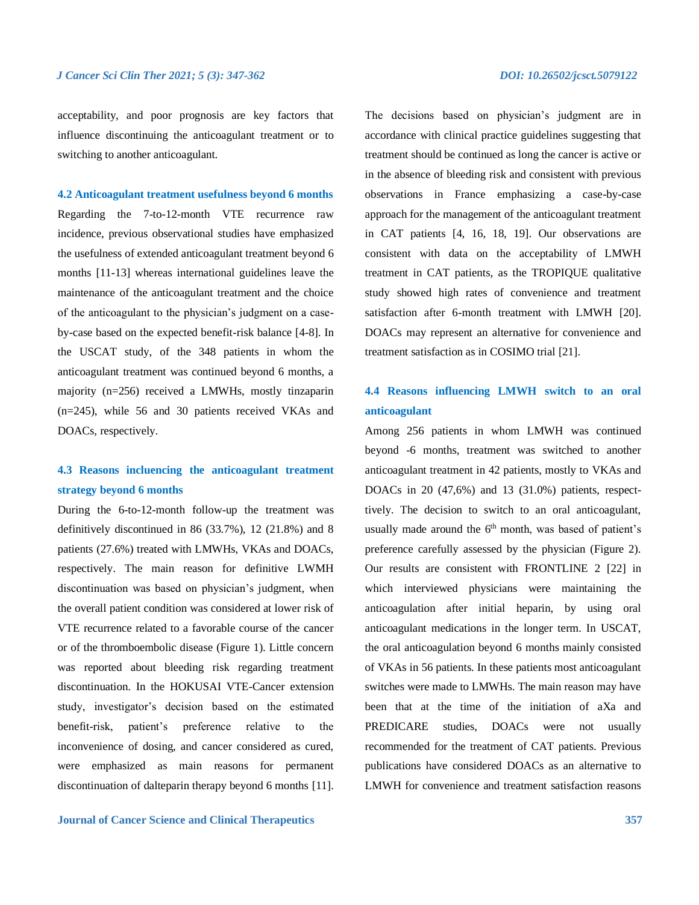acceptability, and poor prognosis are key factors that influence discontinuing the anticoagulant treatment or to switching to another anticoagulant.

### 4.2 Anticoagulant treatment usefulness beyond 6 months

Regarding the 7-to-12-month VTE recurrence raw incidence, previous observational studies have emphasized the usefulness of extended anticoagulant treatment beyond 6 months [11-13] whereas international guidelines leave the maintenance of the anticoagulant treatment and the choice of the anticoagulant to the physician's judgment on a case-by-case based on the expected benefit-risk balance [4-8]. In the USCAT study, of the 348 patients in whom the anticoagulant treatment was continued beyond 6 months, a majority (n=256) received a LMWHs, mostly tinzaparin (n=245), while 56 and 30 patients received VKAs and DOACs, respectively.

### 4.3 Reasons inclucencing the anticoagulant treatment strategy beyond 6 months

During the 6-to-12-month follow-up the treatment was definitively discontinued in 86 (33.7%), 12 (21.8%) and 8 patients (27.6%) treated with LMWHs, VKAs and DOACs, respectively. The main reason for definitive LWMH discontinuation was based on physician's judgment, when the overall patient condition was considered at lower risk of VTE recurrence related to a favorable course of the cancer or of the thromboembolic disease (Figure 1). Little concern was reported about bleeding risk regarding treatment discontinuation. In the HOKUSAI VTE-Cancer extension study, investigator's decision based on the estimated benefit-risk, patient's preference relative to the inconvenience of dosing, and cancer considered as cured, were emphasized as main reasons for permanent discontinuation of dalteparin therapy beyond 6 months [11]. The decisions based on physician's judgment are in accordance with clinical practice guidelines suggesting that treatment should be continued as long the cancer is active or in the absence of bleeding risk and consistent with previous observations in France emphasizing a case-by-case approach for the management of the anticoagulant treatment in CAT patients [4, 16, 18, 19]. Our observations are consistent with data on the acceptability of LMWH treatment in CAT patients, as the TROPIQUE qualitative study showed high rates of convenience and treatment satisfaction after 6-month treatment with LMWH [20]. DOACs may represent an alternative for convenience and treatment satisfaction as in COSIMO trial [21].

### 4.4 Reasons influencing LMWH switch to an oral anticoagulant

Among 256 patients in whom LMWH was continued beyond -6 months, treatment was switched to another anticoagulant treatment in 42 patients, mostly to VKAs and DOACs in 20 (47,6%) and 13 (31.0%) patients, respectively. The decision to switch to an oral anticoagulant, usually made around the 6$^{th}$ month, was based on patient's preference carefully assessed by the physician (Figure 2). Our results are consistent with FRONTLINE 2 [22] in which interviewed physicians were maintaining the anticoagulation after initial heparin, by using oral anticoagulant medications in the longer term. In USCAT, the oral anticoagulation beyond 6 months mainly consisted of VKAs in 56 patients. In these patients most anticoagulant switches were made to LMWHs. The main reason may have been that at the time of the initiation of aXa and PREDICARE studies, DOACs were not usually recommended for the treatment of CAT patients. Previous publications have considered DOACs as an alternative to LMWH for convenience and treatment satisfaction reasons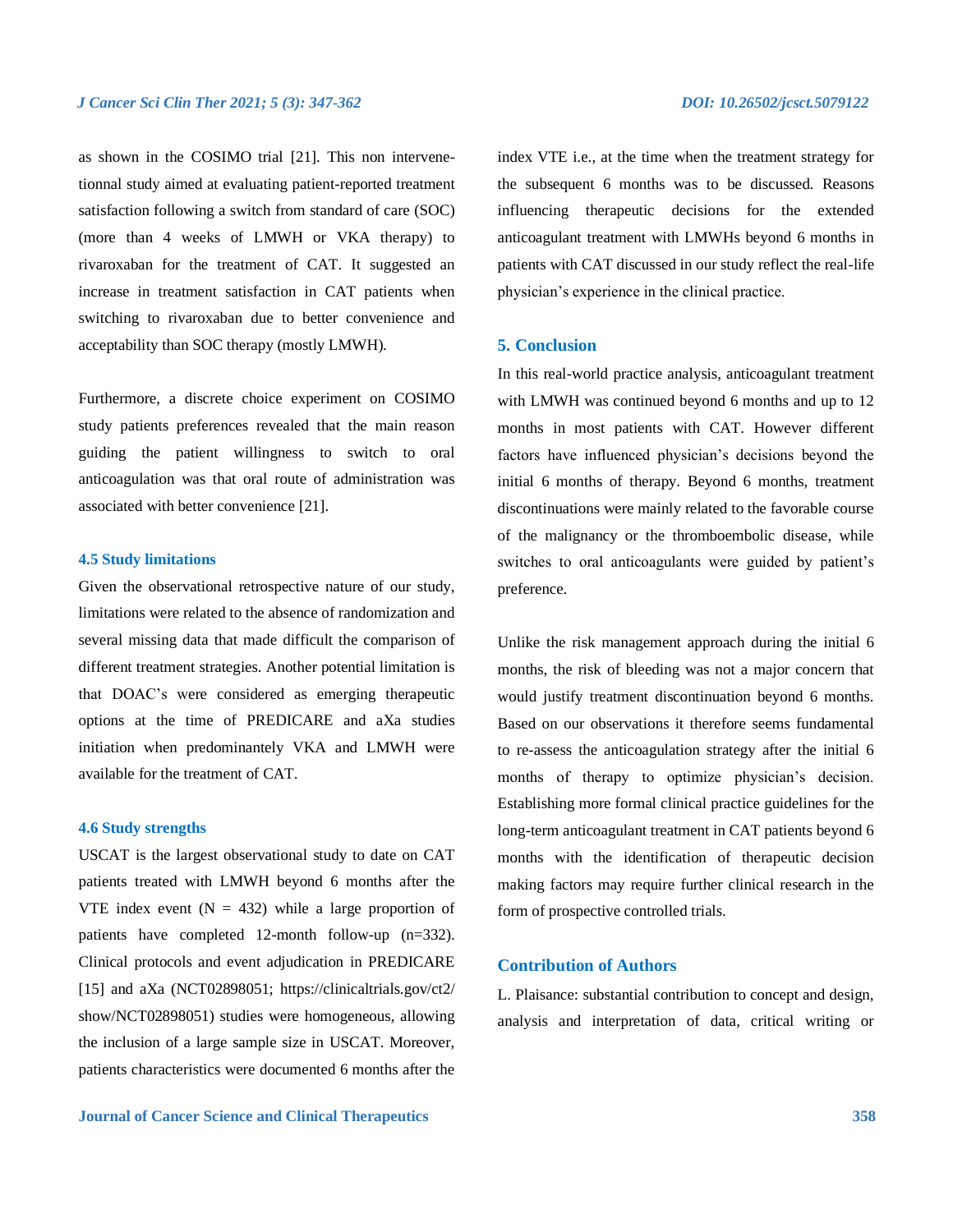as shown in the COSIMO trial [21]. This non intervenetionnal study aimed at evaluating patient-reported treatment satisfaction following a switch from standard of care (SOC) (more than 4 weeks of LMWH or VKA therapy) to rivaroxaban for the treatment of CAT. It suggested an increase in treatment satisfaction in CAT patients when switching to rivaroxaban due to better convenience and acceptability than SOC therapy (mostly LMWH).

Furthermore, a discrete choice experiment on COSIMO study patients preferences revealed that the main reason guiding the patient willingness to switch to oral anticoagulation was that oral route of administration was associated with better convenience [21].

### 4.5 Study limitations

Given the observational retrospective nature of our study, limitations were related to the absence of randomization and several missing data that made difficult the comparison of different treatment strategies. Another potential limitation is that DOAC's were considered as emerging therapeutic options at the time of PREDICARE and aXa studies initiation when predominantely VKA and LMWH were available for the treatment of CAT.

### 4.6 Study strengths

USCAT is the largest observational study to date on CAT patients treated with LMWH beyond 6 months after the VTE index event (N = 432) while a large proportion of patients have completed 12-month follow-up (n=332). Clinical protocols and event adjudication in PREDICARE [15] and aXa (NCT02898051; https://clinicaltrials.gov/ct2/show/NCT02898051) studies were homogeneous, allowing the inclusion of a large sample size in USCAT. Moreover, patients characteristics were documented 6 months after the index VTE i.e., at the time when the treatment strategy for the subsequent 6 months was to be discussed. Reasons influencing therapeutic decisions for the extended anticoagulant treatment with LMWHs beyond 6 months in patients with CAT discussed in our study reflect the real-life physician's experience in the clinical practice.

## 5. Conclusion

In this real-world practice analysis, anticoagulant treatment with LMWH was continued beyond 6 months and up to 12 months in most patients with CAT. However different factors have influenced physician's decisions beyond the initial 6 months of therapy. Beyond 6 months, treatment discontinuations were mainly related to the favorable course of the malignancy or the thromboembolic disease, while switches to oral anticoagulants were guided by patient's preference.

Unlike the risk management approach during the initial 6 months, the risk of bleeding was not a major concern that would justify treatment discontinuation beyond 6 months. Based on our observations it therefore seems fundamental to re-assess the anticoagulation strategy after the initial 6 months of therapy to optimize physician's decision. Establishing more formal clinical practice guidelines for the long-term anticoagulant treatment in CAT patients beyond 6 months with the identification of therapeutic decision making factors may require further clinical research in the form of prospective controlled trials.

## Contribution of Authors

L. Plaisance: substantial contribution to concept and design, analysis and interpretation of data, critical writing or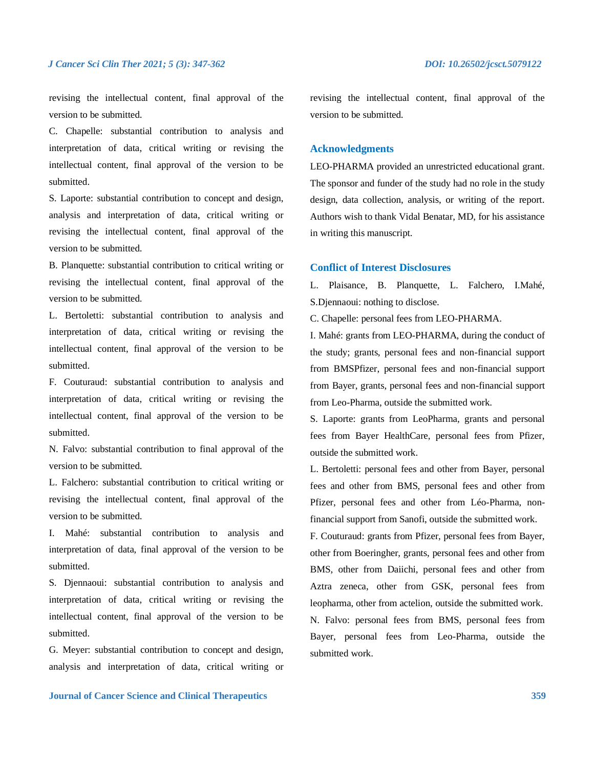revising the intellectual content, final approval of the version to be submitted.

C. Chapelle: substantial contribution to analysis and interpretation of data, critical writing or revising the intellectual content, final approval of the version to be submitted.

S. Laporte: substantial contribution to concept and design, analysis and interpretation of data, critical writing or revising the intellectual content, final approval of the version to be submitted.

B. Planquette: substantial contribution to critical writing or revising the intellectual content, final approval of the version to be submitted.

L. Bertoletti: substantial contribution to analysis and interpretation of data, critical writing or revising the intellectual content, final approval of the version to be submitted.

F. Couturaud: substantial contribution to analysis and interpretation of data, critical writing or revising the intellectual content, final approval of the version to be submitted.

N. Falvo: substantial contribution to final approval of the version to be submitted.

L. Falchero: substantial contribution to critical writing or revising the intellectual content, final approval of the version to be submitted.

I. Mahé: substantial contribution to analysis and interpretation of data, final approval of the version to be submitted.

S. Djennaoui: substantial contribution to analysis and interpretation of data, critical writing or revising the intellectual content, final approval of the version to be submitted.

G. Meyer: substantial contribution to concept and design, analysis and interpretation of data, critical writing or revising the intellectual content, final approval of the version to be submitted.

## Acknowledgments

LEO-PHARMA provided an unrestricted educational grant. The sponsor and funder of the study had no role in the study design, data collection, analysis, or writing of the report. Authors wish to thank Vidal Benatar, MD, for his assistance in writing this manuscript.

## Conflict of Interest Disclosures

L. Plaisance, B. Planquette, L. Falchero, I.Mahé, S.Djennaoui: nothing to disclose.

C. Chapelle: personal fees from LEO-PHARMA.

I. Mahé: grants from LEO-PHARMA, during the conduct of the study; grants, personal fees and non-financial support from BMSPfizer, personal fees and non-financial support from Bayer, grants, personal fees and non-financial support from Leo-Pharma, outside the submitted work.

S. Laporte: grants from LeoPharma, grants and personal fees from Bayer HealthCare, personal fees from Pfizer, outside the submitted work.

L. Bertoletti: personal fees and other from Bayer, personal fees and other from BMS, personal fees and other from Pfizer, personal fees and other from Léo-Pharma, non-financial support from Sanofi, outside the submitted work.

F. Couturaud: grants from Pfizer, personal fees from Bayer, other from Boeringher, grants, personal fees and other from BMS, other from Daiichi, personal fees and other from Aztra zeneca, other from GSK, personal fees from leopharma, other from actelion, outside the submitted work.

N. Falvo: personal fees from BMS, personal fees from Bayer, personal fees from Leo-Pharma, outside the submitted work.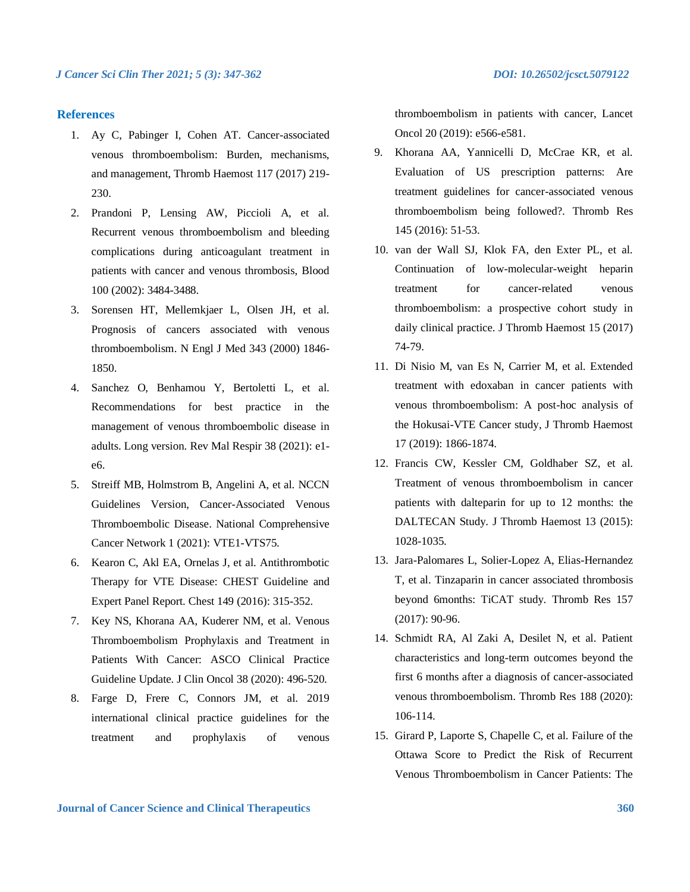## References

1. Ay C, Pabinger I, Cohen AT. Cancer-associated venous thromboembolism: Burden, mechanisms, and management, Thromb Haemost 117 (2017) 219-230.
2. Prandoni P, Lensing AW, Piccioli A, et al. Recurrent venous thromboembolism and bleeding complications during anticoagulant treatment in patients with cancer and venous thrombosis, Blood 100 (2002): 3484-3488.
3. Sorensen HT, Mellemkjaer L, Olsen JH, et al. Prognosis of cancers associated with venous thromboembolism. N Engl J Med 343 (2000) 1846-1850.
4. Sanchez O, Benhamou Y, Bertoletti L, et al. Recommendations for best practice in the management of venous thromboembolic disease in adults. Long version. Rev Mal Respir 38 (2021): e1-e6.
5. Streiff MB, Holmstrom B, Angelini A, et al. NCCN Guidelines Version, Cancer-Associated Venous Thromboembolic Disease. National Comprehensive Cancer Network 1 (2021): VTE1-VTS75.
6. Kearon C, Akl EA, Ornelas J, et al. Antithrombotic Therapy for VTE Disease: CHEST Guideline and Expert Panel Report. Chest 149 (2016): 315-352.
7. Key NS, Khorana AA, Kuderer NM, et al. Venous Thromboembolism Prophylaxis and Treatment in Patients With Cancer: ASCO Clinical Practice Guideline Update. J Clin Oncol 38 (2020): 496-520.
8. Farge D, Frere C, Connors JM, et al. 2019 international clinical practice guidelines for the treatment and prophylaxis of venous thromboembolism in patients with cancer, Lancet Oncol 20 (2019): e566-e581.
9. Khorana AA, Yannicelli D, McCrae KR, et al. Evaluation of US prescription patterns: Are treatment guidelines for cancer-associated venous thromboembolism being followed?. Thromb Res 145 (2016): 51-53.
10. van der Wall SJ, Klok FA, den Exter PL, et al. Continuation of low-molecular-weight heparin treatment for cancer-related venous thromboembolism: a prospective cohort study in daily clinical practice. J Thromb Haemost 15 (2017) 74-79.
11. Di Nisio M, van Es N, Carrier M, et al. Extended treatment with edoxaban in cancer patients with venous thromboembolism: A post-hoc analysis of the Hokusai-VTE Cancer study, J Thromb Haemost 17 (2019): 1866-1874.
12. Francis CW, Kessler CM, Goldhaber SZ, et al. Treatment of venous thromboembolism in cancer patients with dalteparin for up to 12 months: the DALTECAN Study. J Thromb Haemost 13 (2015): 1028-1035.
13. Jara-Palomares L, Solier-Lopez A, Elias-Hernandez T, et al. Tinzaparin in cancer associated thrombosis beyond 6months: TiCAT study. Thromb Res 157 (2017): 90-96.
14. Schmidt RA, Al Zaki A, Desilet N, et al. Patient characteristics and long-term outcomes beyond the first 6 months after a diagnosis of cancer-associated venous thromboembolism. Thromb Res 188 (2020): 106-114.
15. Girard P, Laporte S, Chapelle C, et al. Failure of the Ottawa Score to Predict the Risk of Recurrent Venous Thromboembolism in Cancer Patients: The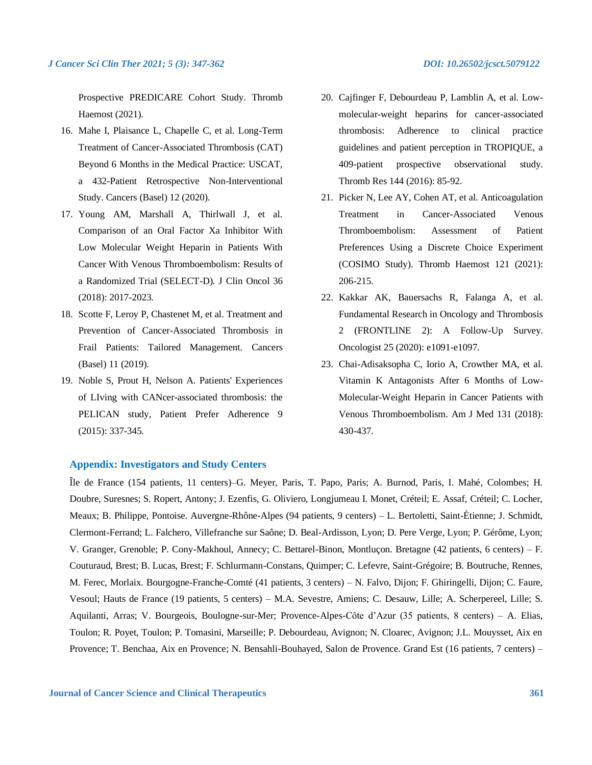Prospective PREDICARE Cohort Study. Thromb Haemost (2021).

16. Mahe I, Plaisance L, Chapelle C, et al. Long-Term Treatment of Cancer-Associated Thrombosis (CAT) Beyond 6 Months in the Medical Practice: USCAT, a 432-Patient Retrospective Non-Interventional Study. Cancers (Basel) 12 (2020).
17. Young AM, Marshall A, Thirlwall J, et al. Comparison of an Oral Factor Xa Inhibitor With Low Molecular Weight Heparin in Patients With Cancer With Venous Thromboembolism: Results of a Randomized Trial (SELECT-D). J Clin Oncol 36 (2018): 2017-2023.
18. Scotte F, Leroy P, Chastenet M, et al. Treatment and Prevention of Cancer-Associated Thrombosis in Frail Patients: Tailored Management. Cancers (Basel) 11 (2019).
19. Noble S, Prout H, Nelson A. Patients' Experiences of LIving with CANcer-associated thrombosis: the PELICAN study, Patient Prefer Adherence 9 (2015): 337-345.
20. Cajfinger F, Debourdeau P, Lamblin A, et al. Low-molecular-weight heparins for cancer-associated thrombosis: Adherence to clinical practice guidelines and patient perception in TROPIQUE, a 409-patient prospective observational study. Thromb Res 144 (2016): 85-92.
21. Picker N, Lee AY, Cohen AT, et al. Anticoagulation Treatment in Cancer-Associated Venous Thromboembolism: Assessment of Patient Preferences Using a Discrete Choice Experiment (COSIMO Study). Thromb Haemost 121 (2021): 206-215.
22. Kakkar AK, Bauersachs R, Falanga A, et al. Fundamental Research in Oncology and Thrombosis 2 (FRONTLINE 2): A Follow-Up Survey. Oncologist 25 (2020): e1091-e1097.
23. Chai-Adisaksopha C, Iorio A, Crowther MA, et al. Vitamin K Antagonists After 6 Months of Low-Molecular-Weight Heparin in Cancer Patients with Venous Thromboembolism. Am J Med 131 (2018): 430-437.

## Appendix: Investigators and Study Centers

Île de France (154 patients, 11 centers)–G. Meyer, Paris, T. Papo, Paris; A. Burnod, Paris, I. Mahé, Colombes; H. Doubre, Suresnes; S. Ropert, Antony; J. Ezenfis, G. Oliviero, Longjumeau I. Monet, Créteil; E. Assaf, Créteil; C. Locher, Meaux; B. Philippe, Pontoise. Auvergne-Rhône-Alpes (94 patients, 9 centers) – L. Bertoletti, Saint-Étienne; J. Schmidt, Clermont-Ferrand; L. Falchero, Villefranche sur Saône; D. Beal-Ardisson, Lyon; D. Pere Verge, Lyon; P. Gérôme, Lyon; V. Granger, Grenoble; P. Cony-Makhoul, Annecy; C. Bettarel-Binon, Montluçon. Bretagne (42 patients, 6 centers) – F. Couturaud, Brest; B. Lucas, Brest; F. Schlurmann-Constans, Quimper; C. Lefevre, Saint-Grégoire; B. Boutruche, Rennes, M. Ferec, Morlaix. Bourgogne-Franche-Comté (41 patients, 3 centers) – N. Falvo, Dijon; F. Ghiringelli, Dijon; C. Faure, Vesoul; Hauts de France (19 patients, 5 centers) – M.A. Sevestre, Amiens; C. Desauw, Lille; A. Scherpereel, Lille; S. Aquilanti, Arras; V. Bourgeois, Boulogne-sur-Mer; Provence-Alpes-Côte d'Azur (35 patients, 8 centers) – A. Elias, Toulon; R. Poyet, Toulon; P. Tomasini, Marseille; P. Debourdeau, Avignon; N. Cloarec, Avignon; J.L. Mouysset, Aix en Provence; T. Benchaa, Aix en Provence; N. Bensahli-Bouhayed, Salon de Provence. Grand Est (16 patients, 7 centers) –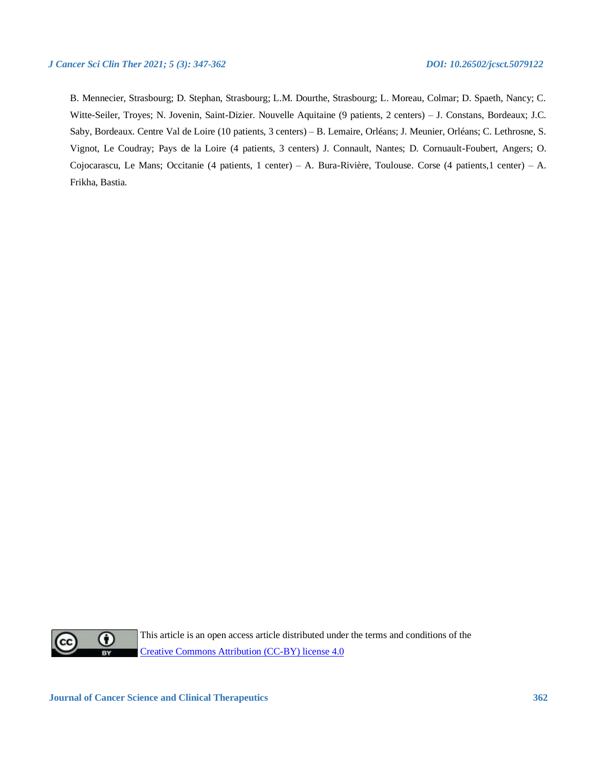B. Mennecier, Strasbourg; D. Stephan, Strasbourg; L.M. Dourthe, Strasbourg; L. Moreau, Colmar; D. Spaeth, Nancy; C. Witte-Seiler, Troyes; N. Jovenin, Saint-Dizier. Nouvelle Aquitaine (9 patients, 2 centers) – J. Constans, Bordeaux; J.C. Saby, Bordeaux. Centre Val de Loire (10 patients, 3 centers) – B. Lemaire, Orléans; J. Meunier, Orléans; C. Lethrosne, S. Vignot, Le Coudray; Pays de la Loire (4 patients, 3 centers) J. Connault, Nantes; D. Cornuault-Foubert, Angers; O. Cojocarascu, Le Mans; Occitanie (4 patients, 1 center) – A. Bura-Rivière, Toulouse. Corse (4 patients,1 center) – A. Frikha, Bastia.

This article is an open access article distributed under the terms and conditions of the [Creative Commons Attribution (CC-BY) license 4.0]